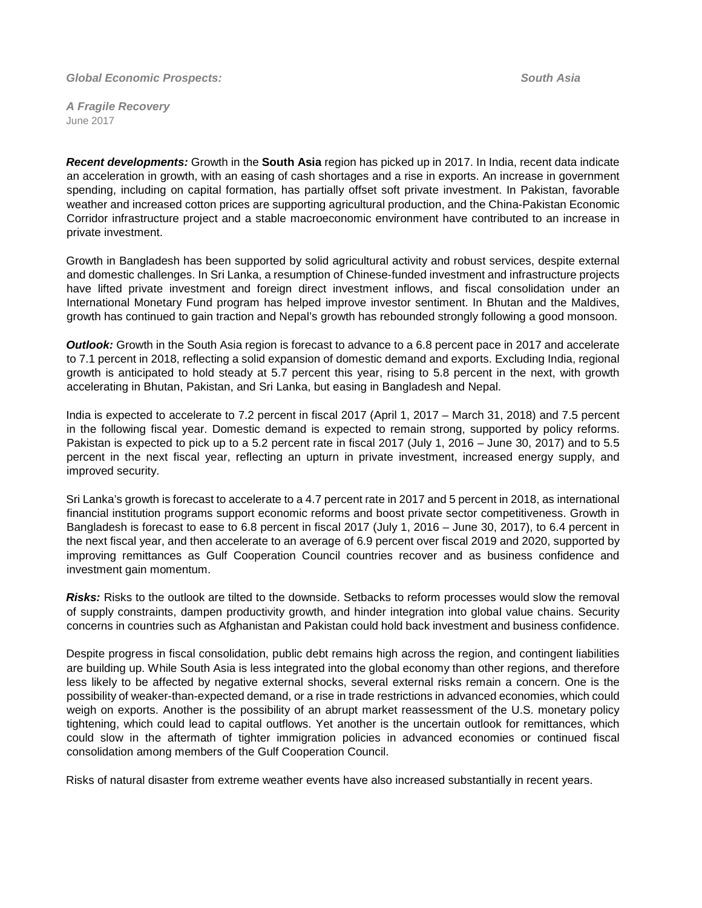***Global Economic Prospects:*** ***South Asia***

***A Fragile Recovery***
June 2017

***Recent developments:*** Growth in the **South Asia** region has picked up in 2017. In India, recent data indicate an acceleration in growth, with an easing of cash shortages and a rise in exports. An increase in government spending, including on capital formation, has partially offset soft private investment. In Pakistan, favorable weather and increased cotton prices are supporting agricultural production, and the China-Pakistan Economic Corridor infrastructure project and a stable macroeconomic environment have contributed to an increase in private investment.

Growth in Bangladesh has been supported by solid agricultural activity and robust services, despite external and domestic challenges. In Sri Lanka, a resumption of Chinese-funded investment and infrastructure projects have lifted private investment and foreign direct investment inflows, and fiscal consolidation under an International Monetary Fund program has helped improve investor sentiment. In Bhutan and the Maldives, growth has continued to gain traction and Nepal's growth has rebounded strongly following a good monsoon.

***Outlook:*** Growth in the South Asia region is forecast to advance to a 6.8 percent pace in 2017 and accelerate to 7.1 percent in 2018, reflecting a solid expansion of domestic demand and exports. Excluding India, regional growth is anticipated to hold steady at 5.7 percent this year, rising to 5.8 percent in the next, with growth accelerating in Bhutan, Pakistan, and Sri Lanka, but easing in Bangladesh and Nepal.

India is expected to accelerate to 7.2 percent in fiscal 2017 (April 1, 2017 – March 31, 2018) and 7.5 percent in the following fiscal year. Domestic demand is expected to remain strong, supported by policy reforms. Pakistan is expected to pick up to a 5.2 percent rate in fiscal 2017 (July 1, 2016 – June 30, 2017) and to 5.5 percent in the next fiscal year, reflecting an upturn in private investment, increased energy supply, and improved security.

Sri Lanka's growth is forecast to accelerate to a 4.7 percent rate in 2017 and 5 percent in 2018, as international financial institution programs support economic reforms and boost private sector competitiveness. Growth in Bangladesh is forecast to ease to 6.8 percent in fiscal 2017 (July 1, 2016 – June 30, 2017), to 6.4 percent in the next fiscal year, and then accelerate to an average of 6.9 percent over fiscal 2019 and 2020, supported by improving remittances as Gulf Cooperation Council countries recover and as business confidence and investment gain momentum.

***Risks:*** Risks to the outlook are tilted to the downside. Setbacks to reform processes would slow the removal of supply constraints, dampen productivity growth, and hinder integration into global value chains. Security concerns in countries such as Afghanistan and Pakistan could hold back investment and business confidence.

Despite progress in fiscal consolidation, public debt remains high across the region, and contingent liabilities are building up. While South Asia is less integrated into the global economy than other regions, and therefore less likely to be affected by negative external shocks, several external risks remain a concern. One is the possibility of weaker-than-expected demand, or a rise in trade restrictions in advanced economies, which could weigh on exports. Another is the possibility of an abrupt market reassessment of the U.S. monetary policy tightening, which could lead to capital outflows. Yet another is the uncertain outlook for remittances, which could slow in the aftermath of tighter immigration policies in advanced economies or continued fiscal consolidation among members of the Gulf Cooperation Council.

Risks of natural disaster from extreme weather events have also increased substantially in recent years.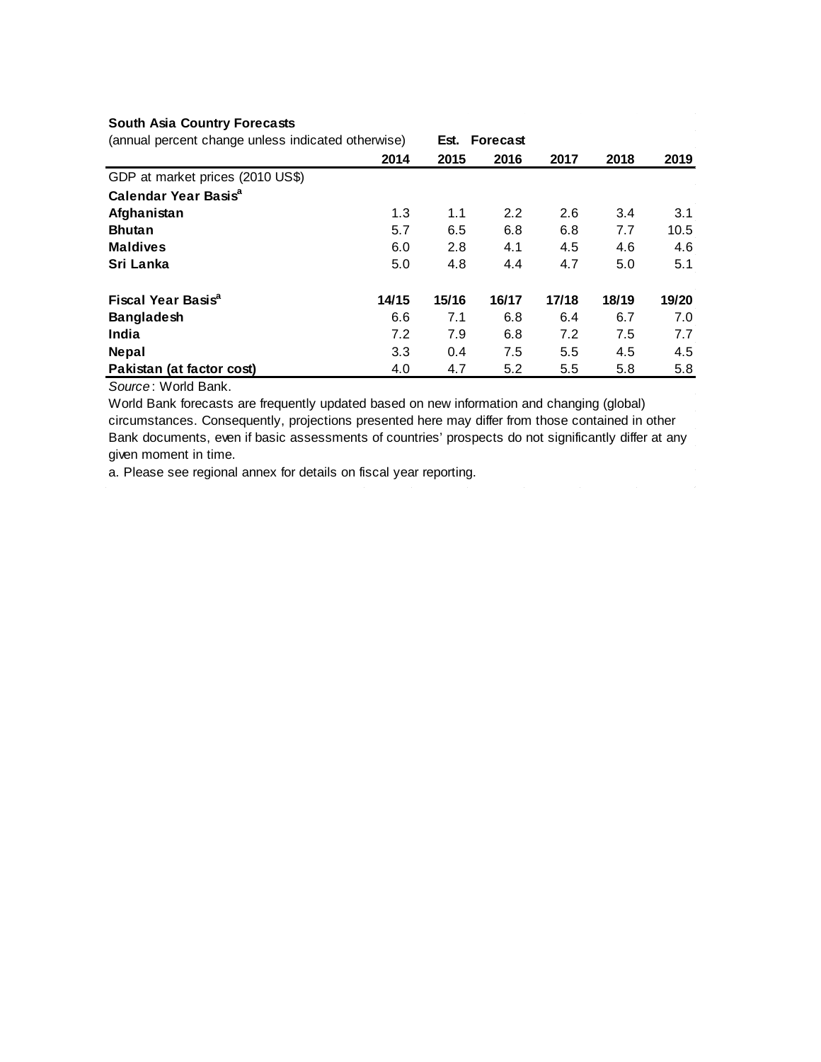**South Asia Country Forecasts**

(annual percent change unless indicated otherwise)

| | 2014 | Est. 2015 | Forecast 2016 | 2017 | 2018 | 2019 |
|---|---|---|---|---|---|---|
| GDP at market prices (2010 US$) | | | | | | |
| **Calendar Year Basis[a]** | | | | | | |
| **Afghanistan** | 1.3 | 1.1 | 2.2 | 2.6 | 3.4 | 3.1 |
| **Bhutan** | 5.7 | 6.5 | 6.8 | 6.8 | 7.7 | 10.5 |
| **Maldives** | 6.0 | 2.8 | 4.1 | 4.5 | 4.6 | 4.6 |
| **Sri Lanka** | 5.0 | 4.8 | 4.4 | 4.7 | 5.0 | 5.1 |
| | | | | | | |
| **Fiscal Year Basis[a]** | **14/15** | **15/16** | **16/17** | **17/18** | **18/19** | **19/20** |
| **Bangladesh** | 6.6 | 7.1 | 6.8 | 6.4 | 6.7 | 7.0 |
| **India** | 7.2 | 7.9 | 6.8 | 7.2 | 7.5 | 7.7 |
| **Nepal** | 3.3 | 0.4 | 7.5 | 5.5 | 4.5 | 4.5 |
| **Pakistan (at factor cost)** | 4.0 | 4.7 | 5.2 | 5.5 | 5.8 | 5.8 |

*Source*: World Bank.

World Bank forecasts are frequently updated based on new information and changing (global) circumstances. Consequently, projections presented here may differ from those contained in other Bank documents, even if basic assessments of countries' prospects do not significantly differ at any given moment in time.

a. Please see regional annex for details on fiscal year reporting.